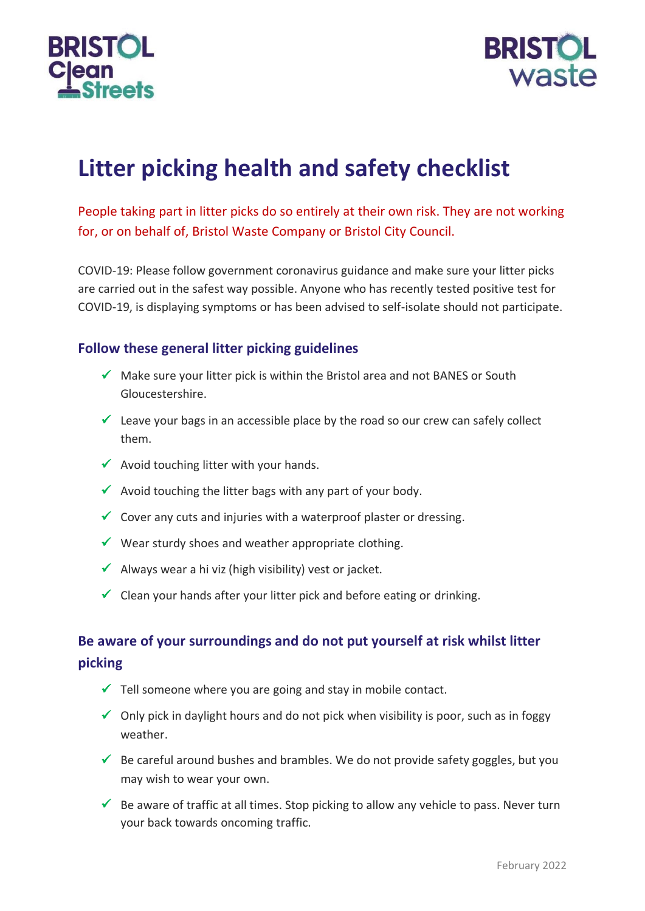# Litter picking health and safety checklist

People taking part in litter picks do so entirely at their own risk. They are not working for, or on behalf of, Bristol Waste Company or Bristol City Council.

COVID-19: Please follow government coronavirus guidance and make sure your litter picks are carried out in the safest way possible. Anyone who has recently tested positive test for COVID-19, is displaying symptoms or has been advised to self-isolate should not participate.

## Follow these general litter picking guidelines

- ✓ Make sure your litter pick is within the Bristol area and not BANES or South Gloucestershire.
- ✓ Leave your bags in an accessible place by the road so our crew can safely collect them.
- ✓ Avoid touching litter with your hands.
- ✓ Avoid touching the litter bags with any part of your body.
- ✓ Cover any cuts and injuries with a waterproof plaster or dressing.
- ✓ Wear sturdy shoes and weather appropriate clothing.
- ✓ Always wear a hi viz (high visibility) vest or jacket.
- ✓ Clean your hands after your litter pick and before eating or drinking.

## Be aware of your surroundings and do not put yourself at risk whilst litter picking

- ✓ Tell someone where you are going and stay in mobile contact.
- ✓ Only pick in daylight hours and do not pick when visibility is poor, such as in foggy weather.
- ✓ Be careful around bushes and brambles. We do not provide safety goggles, but you may wish to wear your own.
- ✓ Be aware of traffic at all times. Stop picking to allow any vehicle to pass. Never turn your back towards oncoming traffic.

February 2022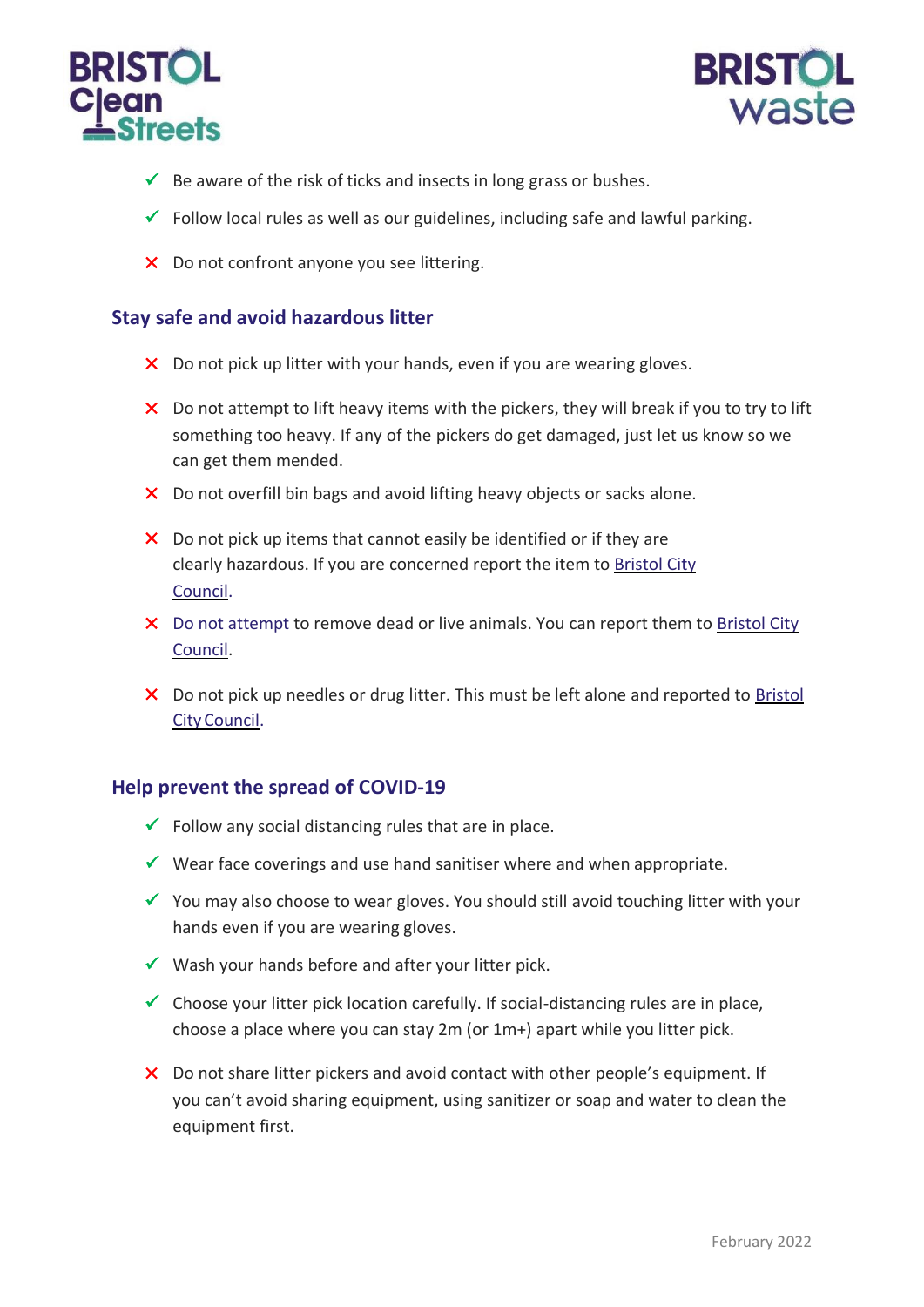- ✓ Be aware of the risk of ticks and insects in long grass or bushes.
- ✓ Follow local rules as well as our guidelines, including safe and lawful parking.
- ✗ Do not confront anyone you see littering.

## Stay safe and avoid hazardous litter

- ✗ Do not pick up litter with your hands, even if you are wearing gloves.
- ✗ Do not attempt to lift heavy items with the pickers, they will break if you to try to lift something too heavy. If any of the pickers do get damaged, just let us know so we can get them mended.
- ✗ Do not overfill bin bags and avoid lifting heavy objects or sacks alone.
- ✗ Do not pick up items that cannot easily be identified or if they are clearly hazardous. If you are concerned report the item to Bristol City Council.
- ✗ Do not attempt to remove dead or live animals. You can report them to Bristol City Council.
- ✗ Do not pick up needles or drug litter. This must be left alone and reported to Bristol City Council.

## Help prevent the spread of COVID-19

- ✓ Follow any social distancing rules that are in place.
- ✓ Wear face coverings and use hand sanitiser where and when appropriate.
- ✓ You may also choose to wear gloves. You should still avoid touching litter with your hands even if you are wearing gloves.
- ✓ Wash your hands before and after your litter pick.
- ✓ Choose your litter pick location carefully. If social-distancing rules are in place, choose a place where you can stay 2m (or 1m+) apart while you litter pick.
- ✗ Do not share litter pickers and avoid contact with other people's equipment. If you can't avoid sharing equipment, using sanitizer or soap and water to clean the equipment first.

February 2022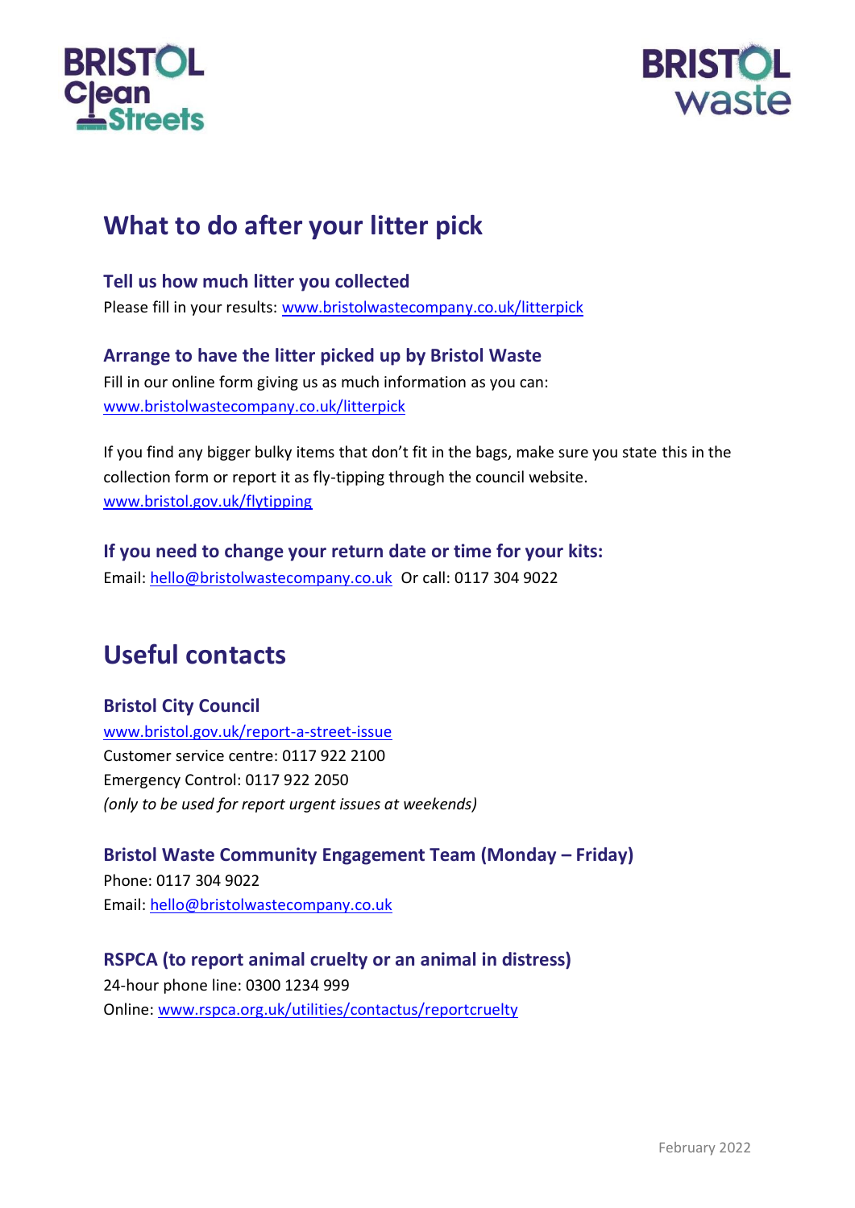# What to do after your litter pick

### Tell us how much litter you collected

Please fill in your results: www.bristolwastecompany.co.uk/litterpick

### Arrange to have the litter picked up by Bristol Waste

Fill in our online form giving us as much information as you can:
www.bristolwastecompany.co.uk/litterpick

If you find any bigger bulky items that don't fit in the bags, make sure you state this in the collection form or report it as fly-tipping through the council website.
www.bristol.gov.uk/flytipping

### If you need to change your return date or time for your kits:

Email: hello@bristolwastecompany.co.uk Or call: 0117 304 9022

# Useful contacts

### Bristol City Council

www.bristol.gov.uk/report-a-street-issue
Customer service centre: 0117 922 2100
Emergency Control: 0117 922 2050
*(only to be used for report urgent issues at weekends)*

### Bristol Waste Community Engagement Team (Monday – Friday)

Phone: 0117 304 9022
Email: hello@bristolwastecompany.co.uk

### RSPCA (to report animal cruelty or an animal in distress)

24-hour phone line: 0300 1234 999
Online: www.rspca.org.uk/utilities/contactus/reportcruelty

February 2022